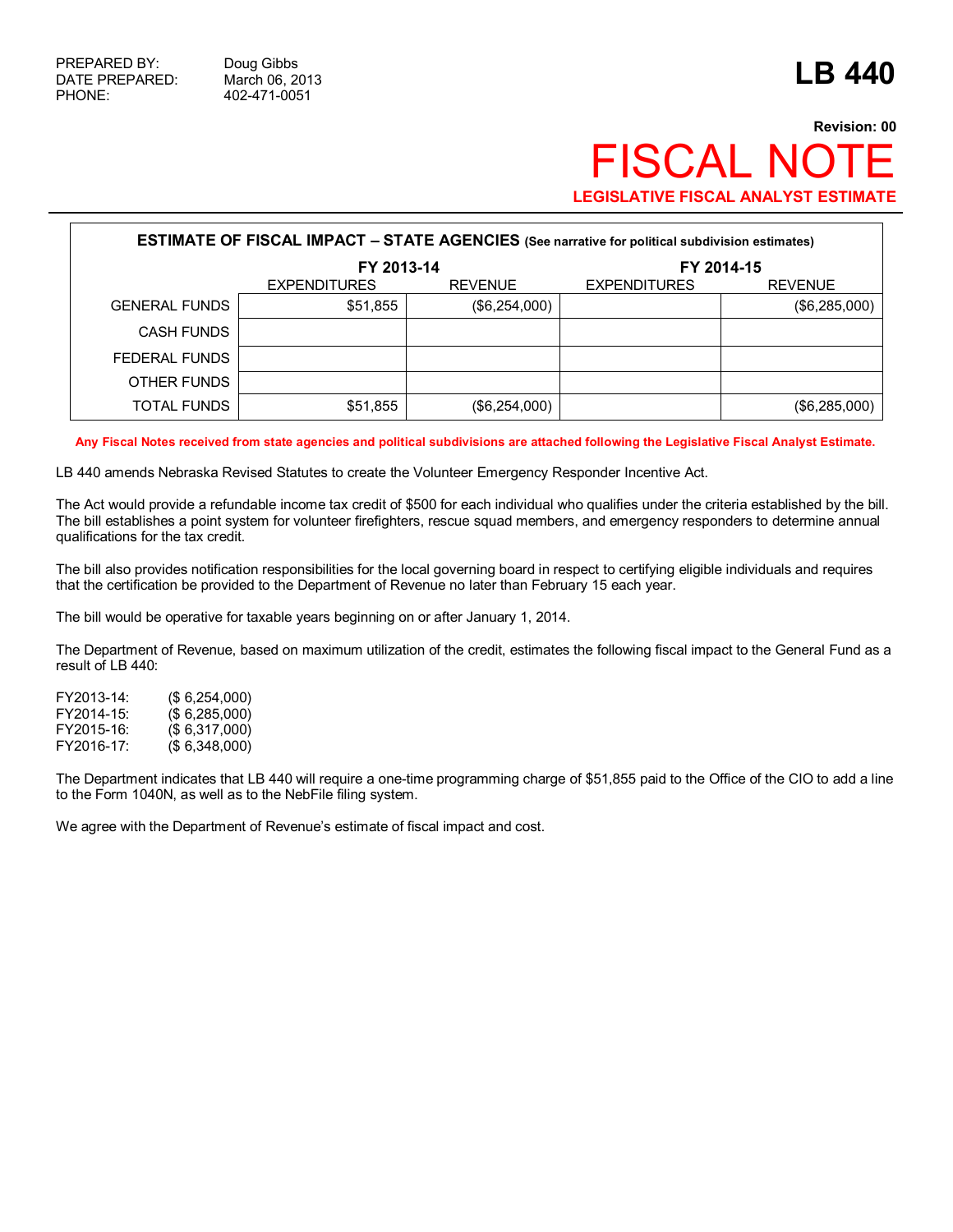PREPARED BY: Doug Gibbs
DATE PREPARED: March 06, 2013
PHONE: 402-471-0051

# LB 440

**Revision: 00**

# FISCAL NOTE

**LEGISLATIVE FISCAL ANALYST ESTIMATE**

| ESTIMATE OF FISCAL IMPACT – STATE AGENCIES (See narrative for political subdivision estimates) | | | | |
|---|---|---|---|---|
| | FY 2013-14 | | FY 2014-15 | |
| | EXPENDITURES | REVENUE | EXPENDITURES | REVENUE |
| GENERAL FUNDS | $51,855 | ($6,254,000) | | ($6,285,000) |
| CASH FUNDS | | | | |
| FEDERAL FUNDS | | | | |
| OTHER FUNDS | | | | |
| TOTAL FUNDS | $51,855 | ($6,254,000) | | ($6,285,000) |

**Any Fiscal Notes received from state agencies and political subdivisions are attached following the Legislative Fiscal Analyst Estimate.**

LB 440 amends Nebraska Revised Statutes to create the Volunteer Emergency Responder Incentive Act.

The Act would provide a refundable income tax credit of $500 for each individual who qualifies under the criteria established by the bill. The bill establishes a point system for volunteer firefighters, rescue squad members, and emergency responders to determine annual qualifications for the tax credit.

The bill also provides notification responsibilities for the local governing board in respect to certifying eligible individuals and requires that the certification be provided to the Department of Revenue no later than February 15 each year.

The bill would be operative for taxable years beginning on or after January 1, 2014.

The Department of Revenue, based on maximum utilization of the credit, estimates the following fiscal impact to the General Fund as a result of LB 440:

FY2013-14: ($ 6,254,000)
FY2014-15: ($ 6,285,000)
FY2015-16: ($ 6,317,000)
FY2016-17: ($ 6,348,000)

The Department indicates that LB 440 will require a one-time programming charge of $51,855 paid to the Office of the CIO to add a line to the Form 1040N, as well as to the NebFile filing system.

We agree with the Department of Revenue's estimate of fiscal impact and cost.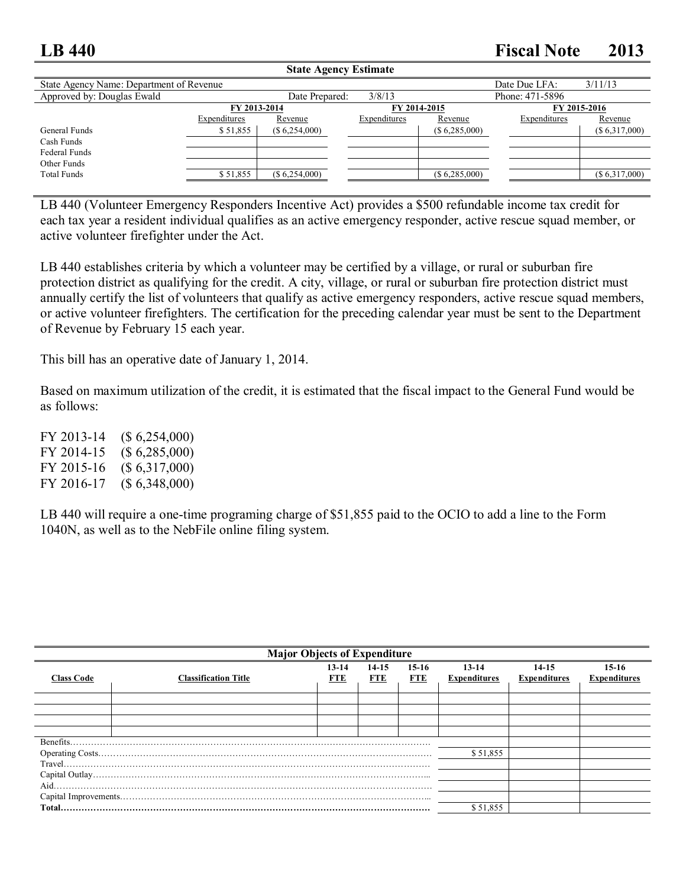# LB 440 Fiscal Note 2013

**State Agency Estimate**

| | | | | | | |
|---|---|---|---|---|---|---|
| State Agency Name: Department of Revenue | | | | | Date Due LFA: | 3/11/13 |
| Approved by: Douglas Ewald | | Date Prepared: | 3/8/13 | | Phone: 471-5896 | |

| | FY 2013-2014 | | FY 2014-2015 | | FY 2015-2016 | |
|---|---|---|---|---|---|---|
| | Expenditures | Revenue | Expenditures | Revenue | Expenditures | Revenue |
| General Funds | $ 51,855 | ($ 6,254,000) | | ($ 6,285,000) | | ($ 6,317,000) |
| Cash Funds | | | | | | |
| Federal Funds | | | | | | |
| Other Funds | | | | | | |
| Total Funds | $ 51,855 | ($ 6,254,000) | | ($ 6,285,000) | | ($ 6,317,000) |

LB 440 (Volunteer Emergency Responders Incentive Act) provides a $500 refundable income tax credit for each tax year a resident individual qualifies as an active emergency responder, active rescue squad member, or active volunteer firefighter under the Act.

LB 440 establishes criteria by which a volunteer may be certified by a village, or rural or suburban fire protection district as qualifying for the credit. A city, village, or rural or suburban fire protection district must annually certify the list of volunteers that qualify as active emergency responders, active rescue squad members, or active volunteer firefighters. The certification for the preceding calendar year must be sent to the Department of Revenue by February 15 each year.

This bill has an operative date of January 1, 2014.

Based on maximum utilization of the credit, it is estimated that the fiscal impact to the General Fund would be as follows:

FY 2013-14 ($ 6,254,000)
FY 2014-15 ($ 6,285,000)
FY 2015-16 ($ 6,317,000)
FY 2016-17 ($ 6,348,000)

LB 440 will require a one-time programing charge of $51,855 paid to the OCIO to add a line to the Form 1040N, as well as to the NebFile online filing system.

**Major Objects of Expenditure**

| Class Code | Classification Title | 13-14 FTE | 14-15 FTE | 15-16 FTE | 13-14 Expenditures | 14-15 Expenditures | 15-16 Expenditures |
|---|---|---|---|---|---|---|---|
| | | | | | | | |
| | | | | | | | |
| | | | | | | | |
| | | | | | | | |
| Benefits | | | | | | | |
| Operating Costs | | | | | $ 51,855 | | |
| Travel | | | | | | | |
| Capital Outlay | | | | | | | |
| Aid | | | | | | | |
| Capital Improvements | | | | | | | |
| **Total** | | | | | $ 51,855 | | |